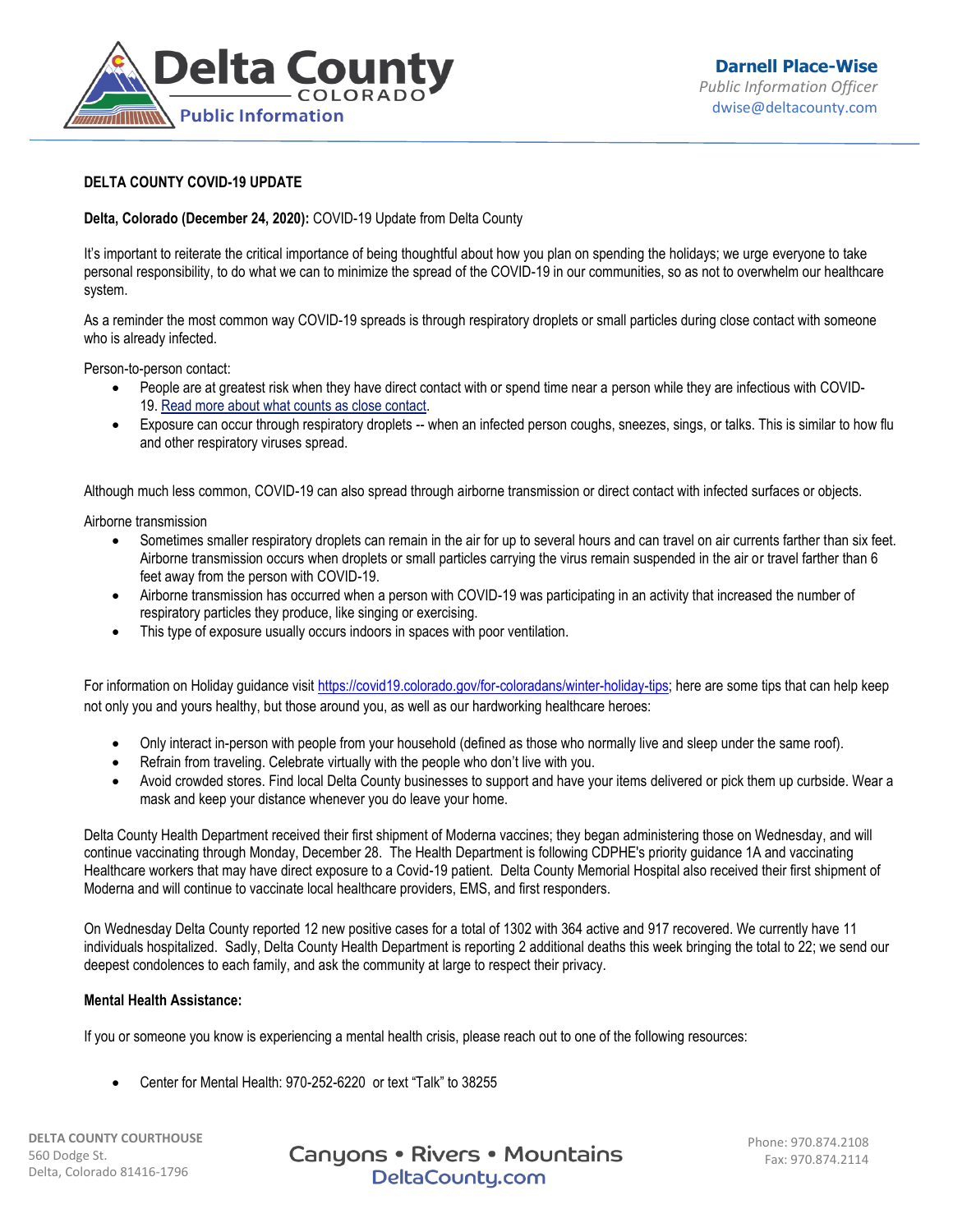Darnell Place-Wise
*Public Information Officer*
dwise@deltacounty.com

**DELTA COUNTY COVID-19 UPDATE**

**Delta, Colorado (December 24, 2020):** COVID-19 Update from Delta County

It's important to reiterate the critical importance of being thoughtful about how you plan on spending the holidays; we urge everyone to take personal responsibility, to do what we can to minimize the spread of the COVID-19 in our communities, so as not to overwhelm our healthcare system.

As a reminder the most common way COVID-19 spreads is through respiratory droplets or small particles during close contact with someone who is already infected.

Person-to-person contact:

- People are at greatest risk when they have direct contact with or spend time near a person while they are infectious with COVID-19. Read more about what counts as close contact.
- Exposure can occur through respiratory droplets -- when an infected person coughs, sneezes, sings, or talks. This is similar to how flu and other respiratory viruses spread.

Although much less common, COVID-19 can also spread through airborne transmission or direct contact with infected surfaces or objects.

Airborne transmission

- Sometimes smaller respiratory droplets can remain in the air for up to several hours and can travel on air currents farther than six feet. Airborne transmission occurs when droplets or small particles carrying the virus remain suspended in the air or travel farther than 6 feet away from the person with COVID-19.
- Airborne transmission has occurred when a person with COVID-19 was participating in an activity that increased the number of respiratory particles they produce, like singing or exercising.
- This type of exposure usually occurs indoors in spaces with poor ventilation.

For information on Holiday guidance visit https://covid19.colorado.gov/for-coloradans/winter-holiday-tips; here are some tips that can help keep not only you and yours healthy, but those around you, as well as our hardworking healthcare heroes:

- Only interact in-person with people from your household (defined as those who normally live and sleep under the same roof).
- Refrain from traveling. Celebrate virtually with the people who don't live with you.
- Avoid crowded stores. Find local Delta County businesses to support and have your items delivered or pick them up curbside. Wear a mask and keep your distance whenever you do leave your home.

Delta County Health Department received their first shipment of Moderna vaccines; they began administering those on Wednesday, and will continue vaccinating through Monday, December 28. The Health Department is following CDPHE's priority guidance 1A and vaccinating Healthcare workers that may have direct exposure to a Covid-19 patient. Delta County Memorial Hospital also received their first shipment of Moderna and will continue to vaccinate local healthcare providers, EMS, and first responders.

On Wednesday Delta County reported 12 new positive cases for a total of 1302 with 364 active and 917 recovered. We currently have 11 individuals hospitalized. Sadly, Delta County Health Department is reporting 2 additional deaths this week bringing the total to 22; we send our deepest condolences to each family, and ask the community at large to respect their privacy.

**Mental Health Assistance:**

If you or someone you know is experiencing a mental health crisis, please reach out to one of the following resources:

- Center for Mental Health: 970-252-6220 or text "Talk" to 38255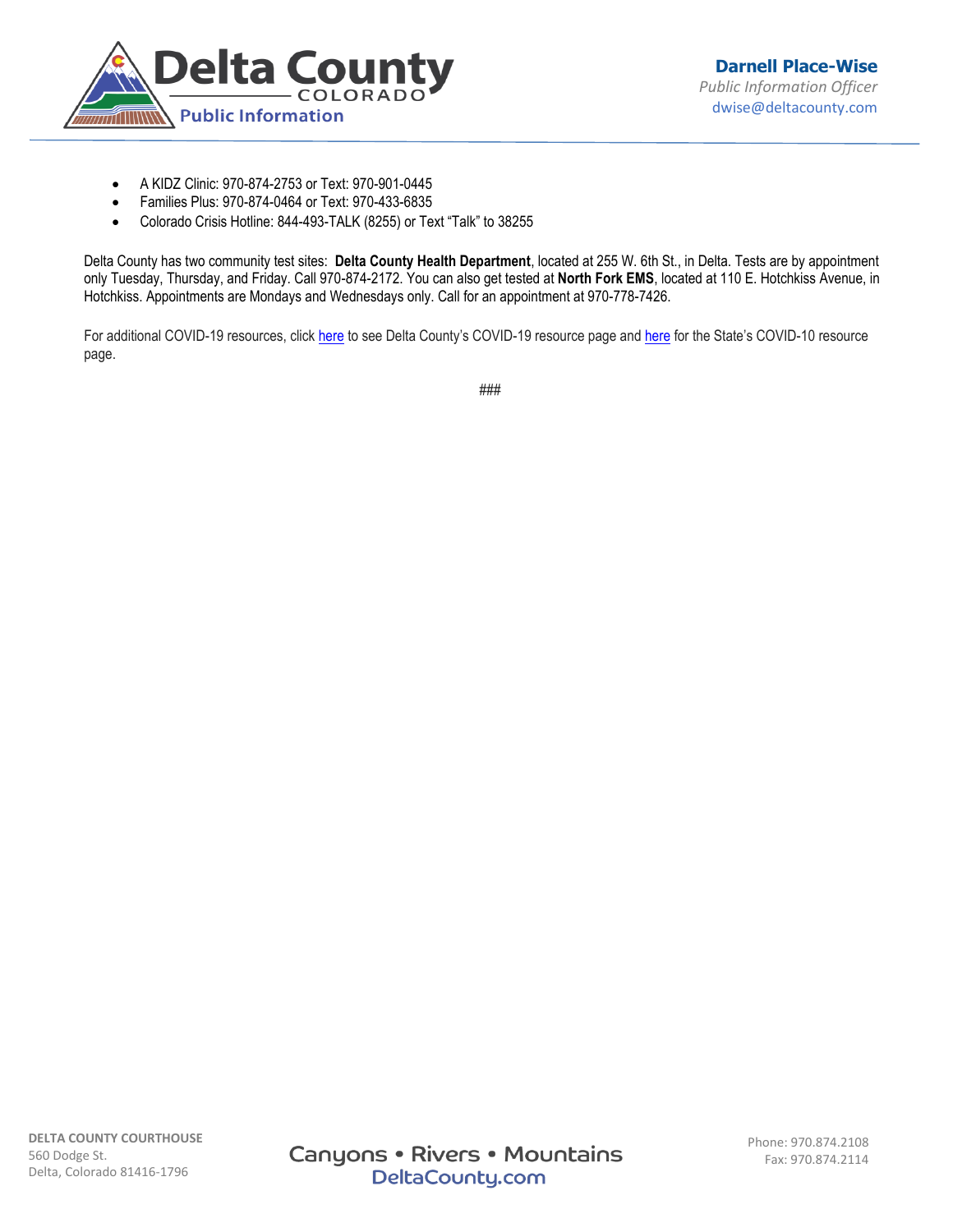- A KIDZ Clinic: 970-874-2753 or Text: 970-901-0445
- Families Plus: 970-874-0464 or Text: 970-433-6835
- Colorado Crisis Hotline: 844-493-TALK (8255) or Text "Talk" to 38255

Delta County has two community test sites: **Delta County Health Department**, located at 255 W. 6th St., in Delta. Tests are by appointment only Tuesday, Thursday, and Friday. Call 970-874-2172. You can also get tested at **North Fork EMS**, located at 110 E. Hotchkiss Avenue, in Hotchkiss. Appointments are Mondays and Wednesdays only. Call for an appointment at 970-778-7426.

For additional COVID-19 resources, click here to see Delta County's COVID-19 resource page and here for the State's COVID-10 resource page.

###